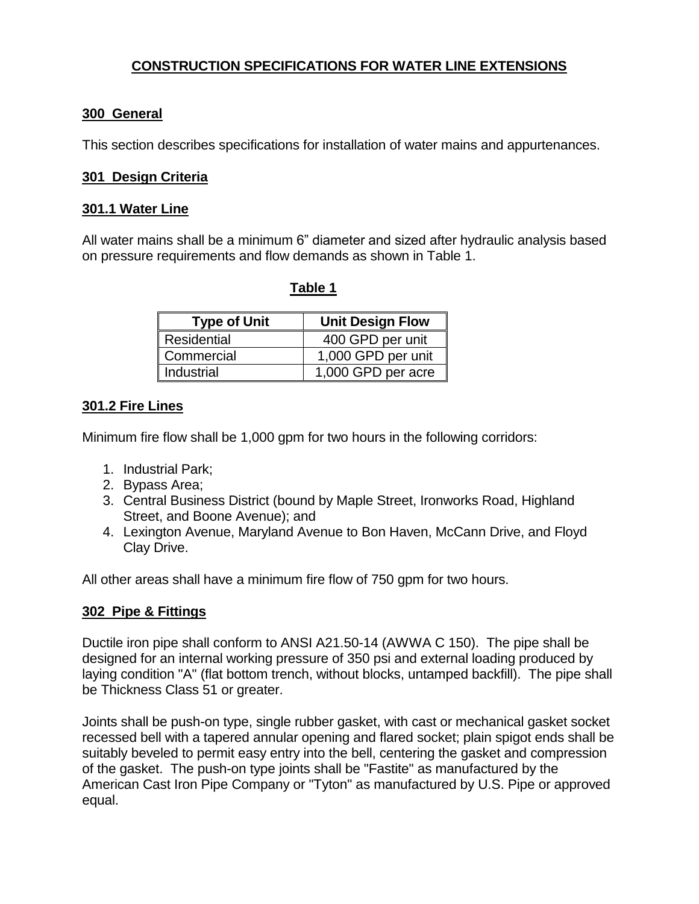# CONSTRUCTION SPECIFICATIONS FOR WATER LINE EXTENSIONS

## 300 General

This section describes specifications for installation of water mains and appurtenances.

## 301 Design Criteria

### 301.1 Water Line

All water mains shall be a minimum 6" diameter and sized after hydraulic analysis based on pressure requirements and flow demands as shown in Table 1.

**Table 1**

| Type of Unit | Unit Design Flow |
| --- | --- |
| Residential | 400 GPD per unit |
| Commercial | 1,000 GPD per unit |
| Industrial | 1,000 GPD per acre |

### 301.2 Fire Lines

Minimum fire flow shall be 1,000 gpm for two hours in the following corridors:

1. Industrial Park;
2. Bypass Area;
3. Central Business District (bound by Maple Street, Ironworks Road, Highland Street, and Boone Avenue); and
4. Lexington Avenue, Maryland Avenue to Bon Haven, McCann Drive, and Floyd Clay Drive.

All other areas shall have a minimum fire flow of 750 gpm for two hours.

## 302 Pipe & Fittings

Ductile iron pipe shall conform to ANSI A21.50-14 (AWWA C 150). The pipe shall be designed for an internal working pressure of 350 psi and external loading produced by laying condition "A" (flat bottom trench, without blocks, untamped backfill). The pipe shall be Thickness Class 51 or greater.

Joints shall be push-on type, single rubber gasket, with cast or mechanical gasket socket recessed bell with a tapered annular opening and flared socket; plain spigot ends shall be suitably beveled to permit easy entry into the bell, centering the gasket and compression of the gasket. The push-on type joints shall be "Fastite" as manufactured by the American Cast Iron Pipe Company or "Tyton" as manufactured by U.S. Pipe or approved equal.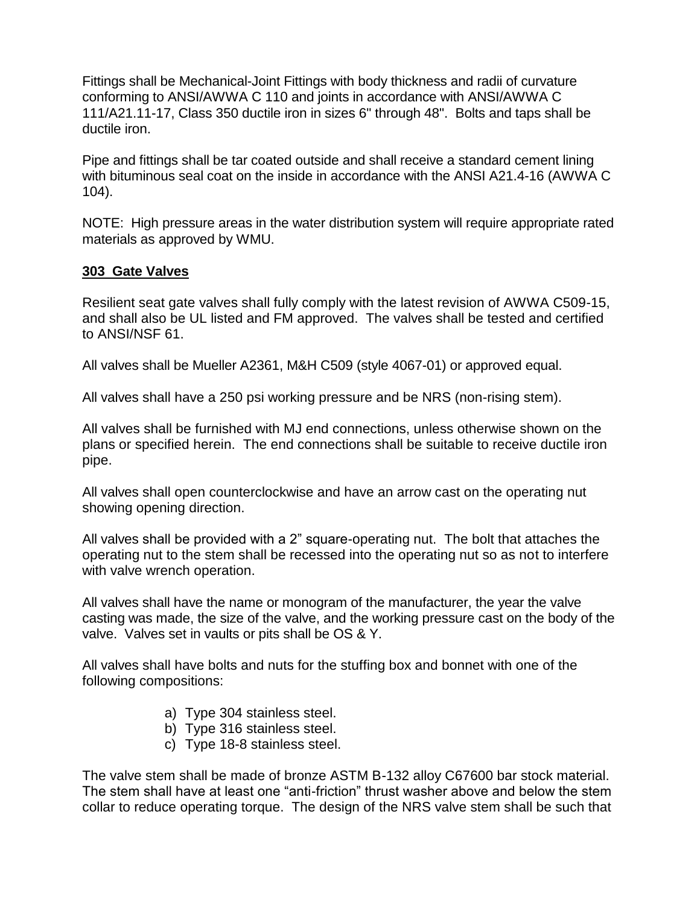Fittings shall be Mechanical-Joint Fittings with body thickness and radii of curvature conforming to ANSI/AWWA C 110 and joints in accordance with ANSI/AWWA C 111/A21.11-17, Class 350 ductile iron in sizes 6" through 48". Bolts and taps shall be ductile iron.

Pipe and fittings shall be tar coated outside and shall receive a standard cement lining with bituminous seal coat on the inside in accordance with the ANSI A21.4-16 (AWWA C 104).

NOTE: High pressure areas in the water distribution system will require appropriate rated materials as approved by WMU.

**303 Gate Valves**

Resilient seat gate valves shall fully comply with the latest revision of AWWA C509-15, and shall also be UL listed and FM approved. The valves shall be tested and certified to ANSI/NSF 61.

All valves shall be Mueller A2361, M&H C509 (style 4067-01) or approved equal.

All valves shall have a 250 psi working pressure and be NRS (non-rising stem).

All valves shall be furnished with MJ end connections, unless otherwise shown on the plans or specified herein. The end connections shall be suitable to receive ductile iron pipe.

All valves shall open counterclockwise and have an arrow cast on the operating nut showing opening direction.

All valves shall be provided with a 2" square-operating nut. The bolt that attaches the operating nut to the stem shall be recessed into the operating nut so as not to interfere with valve wrench operation.

All valves shall have the name or monogram of the manufacturer, the year the valve casting was made, the size of the valve, and the working pressure cast on the body of the valve. Valves set in vaults or pits shall be OS & Y.

All valves shall have bolts and nuts for the stuffing box and bonnet with one of the following compositions:

a) Type 304 stainless steel.
b) Type 316 stainless steel.
c) Type 18-8 stainless steel.

The valve stem shall be made of bronze ASTM B-132 alloy C67600 bar stock material. The stem shall have at least one "anti-friction" thrust washer above and below the stem collar to reduce operating torque. The design of the NRS valve stem shall be such that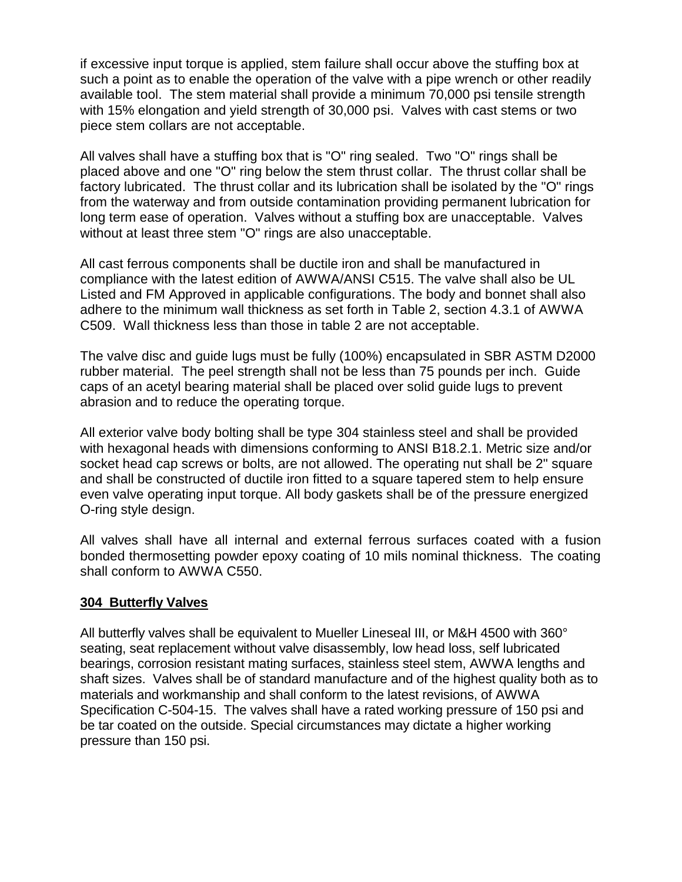if excessive input torque is applied, stem failure shall occur above the stuffing box at such a point as to enable the operation of the valve with a pipe wrench or other readily available tool. The stem material shall provide a minimum 70,000 psi tensile strength with 15% elongation and yield strength of 30,000 psi. Valves with cast stems or two piece stem collars are not acceptable.

All valves shall have a stuffing box that is "O" ring sealed. Two "O" rings shall be placed above and one "O" ring below the stem thrust collar. The thrust collar shall be factory lubricated. The thrust collar and its lubrication shall be isolated by the "O" rings from the waterway and from outside contamination providing permanent lubrication for long term ease of operation. Valves without a stuffing box are unacceptable. Valves without at least three stem "O" rings are also unacceptable.

All cast ferrous components shall be ductile iron and shall be manufactured in compliance with the latest edition of AWWA/ANSI C515. The valve shall also be UL Listed and FM Approved in applicable configurations. The body and bonnet shall also adhere to the minimum wall thickness as set forth in Table 2, section 4.3.1 of AWWA C509. Wall thickness less than those in table 2 are not acceptable.

The valve disc and guide lugs must be fully (100%) encapsulated in SBR ASTM D2000 rubber material. The peel strength shall not be less than 75 pounds per inch. Guide caps of an acetyl bearing material shall be placed over solid guide lugs to prevent abrasion and to reduce the operating torque.

All exterior valve body bolting shall be type 304 stainless steel and shall be provided with hexagonal heads with dimensions conforming to ANSI B18.2.1. Metric size and/or socket head cap screws or bolts, are not allowed. The operating nut shall be 2" square and shall be constructed of ductile iron fitted to a square tapered stem to help ensure even valve operating input torque. All body gaskets shall be of the pressure energized O-ring style design.

All valves shall have all internal and external ferrous surfaces coated with a fusion bonded thermosetting powder epoxy coating of 10 mils nominal thickness. The coating shall conform to AWWA C550.

**304 Butterfly Valves**

All butterfly valves shall be equivalent to Mueller Lineseal III, or M&H 4500 with 360° seating, seat replacement without valve disassembly, low head loss, self lubricated bearings, corrosion resistant mating surfaces, stainless steel stem, AWWA lengths and shaft sizes. Valves shall be of standard manufacture and of the highest quality both as to materials and workmanship and shall conform to the latest revisions, of AWWA Specification C-504-15. The valves shall have a rated working pressure of 150 psi and be tar coated on the outside. Special circumstances may dictate a higher working pressure than 150 psi.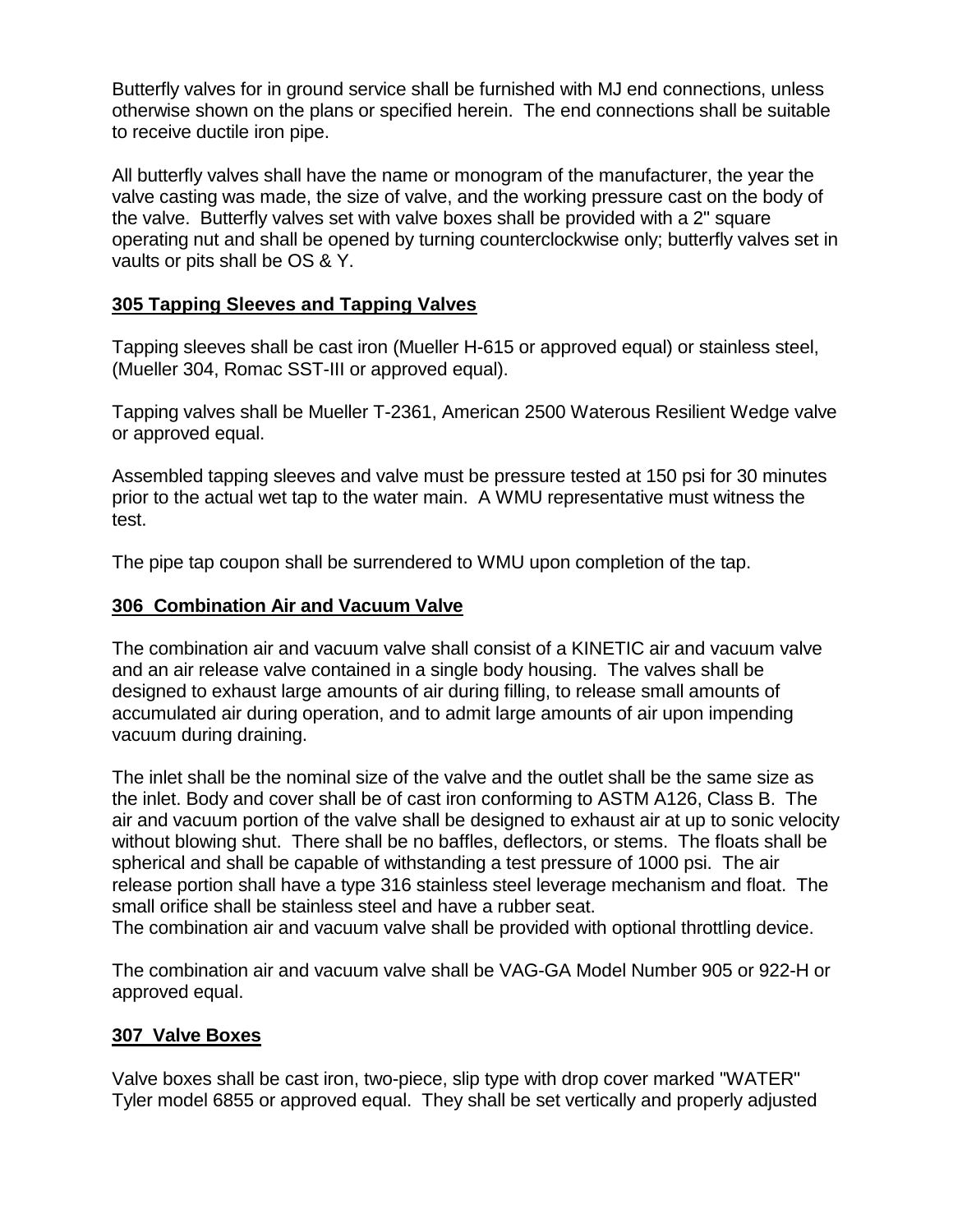Butterfly valves for in ground service shall be furnished with MJ end connections, unless otherwise shown on the plans or specified herein. The end connections shall be suitable to receive ductile iron pipe.

All butterfly valves shall have the name or monogram of the manufacturer, the year the valve casting was made, the size of valve, and the working pressure cast on the body of the valve. Butterfly valves set with valve boxes shall be provided with a 2" square operating nut and shall be opened by turning counterclockwise only; butterfly valves set in vaults or pits shall be OS & Y.

## 305 Tapping Sleeves and Tapping Valves

Tapping sleeves shall be cast iron (Mueller H-615 or approved equal) or stainless steel, (Mueller 304, Romac SST-III or approved equal).

Tapping valves shall be Mueller T-2361, American 2500 Waterous Resilient Wedge valve or approved equal.

Assembled tapping sleeves and valve must be pressure tested at 150 psi for 30 minutes prior to the actual wet tap to the water main. A WMU representative must witness the test.

The pipe tap coupon shall be surrendered to WMU upon completion of the tap.

## 306 Combination Air and Vacuum Valve

The combination air and vacuum valve shall consist of a KINETIC air and vacuum valve and an air release valve contained in a single body housing. The valves shall be designed to exhaust large amounts of air during filling, to release small amounts of accumulated air during operation, and to admit large amounts of air upon impending vacuum during draining.

The inlet shall be the nominal size of the valve and the outlet shall be the same size as the inlet. Body and cover shall be of cast iron conforming to ASTM A126, Class B. The air and vacuum portion of the valve shall be designed to exhaust air at up to sonic velocity without blowing shut. There shall be no baffles, deflectors, or stems. The floats shall be spherical and shall be capable of withstanding a test pressure of 1000 psi. The air release portion shall have a type 316 stainless steel leverage mechanism and float. The small orifice shall be stainless steel and have a rubber seat.
The combination air and vacuum valve shall be provided with optional throttling device.

The combination air and vacuum valve shall be VAG-GA Model Number 905 or 922-H or approved equal.

## 307 Valve Boxes

Valve boxes shall be cast iron, two-piece, slip type with drop cover marked "WATER" Tyler model 6855 or approved equal. They shall be set vertically and properly adjusted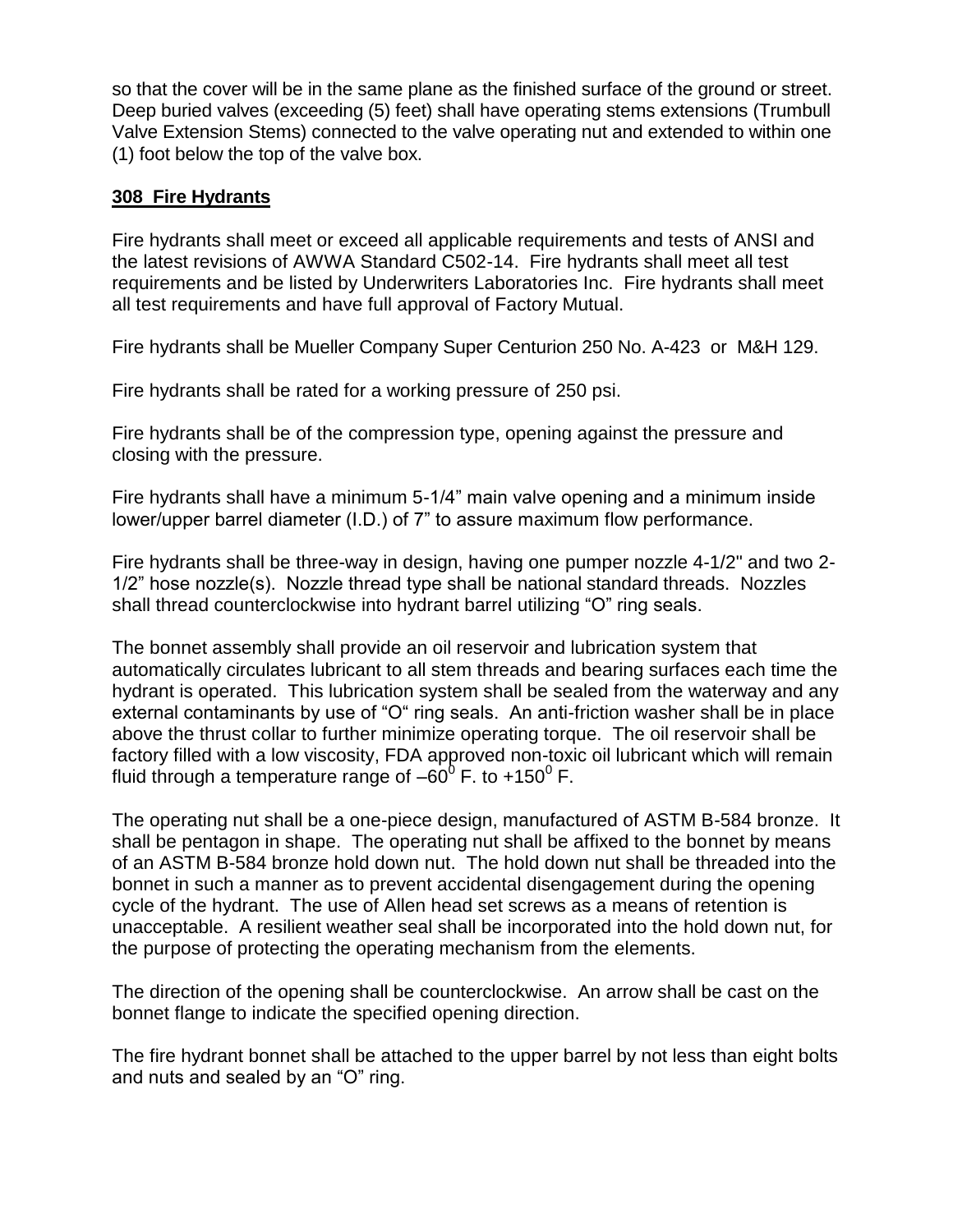so that the cover will be in the same plane as the finished surface of the ground or street. Deep buried valves (exceeding (5) feet) shall have operating stems extensions (Trumbull Valve Extension Stems) connected to the valve operating nut and extended to within one (1) foot below the top of the valve box.

## **308 Fire Hydrants**

Fire hydrants shall meet or exceed all applicable requirements and tests of ANSI and the latest revisions of AWWA Standard C502-14. Fire hydrants shall meet all test requirements and be listed by Underwriters Laboratories Inc. Fire hydrants shall meet all test requirements and have full approval of Factory Mutual.

Fire hydrants shall be Mueller Company Super Centurion 250 No. A-423 or M&H 129.

Fire hydrants shall be rated for a working pressure of 250 psi.

Fire hydrants shall be of the compression type, opening against the pressure and closing with the pressure.

Fire hydrants shall have a minimum 5-1/4" main valve opening and a minimum inside lower/upper barrel diameter (I.D.) of 7" to assure maximum flow performance.

Fire hydrants shall be three-way in design, having one pumper nozzle 4-1/2" and two 2-1/2" hose nozzle(s). Nozzle thread type shall be national standard threads. Nozzles shall thread counterclockwise into hydrant barrel utilizing "O" ring seals.

The bonnet assembly shall provide an oil reservoir and lubrication system that automatically circulates lubricant to all stem threads and bearing surfaces each time the hydrant is operated. This lubrication system shall be sealed from the waterway and any external contaminants by use of "O" ring seals. An anti-friction washer shall be in place above the thrust collar to further minimize operating torque. The oil reservoir shall be factory filled with a low viscosity, FDA approved non-toxic oil lubricant which will remain fluid through a temperature range of $-60^0$ F. to $+150^0$ F.

The operating nut shall be a one-piece design, manufactured of ASTM B-584 bronze. It shall be pentagon in shape. The operating nut shall be affixed to the bonnet by means of an ASTM B-584 bronze hold down nut. The hold down nut shall be threaded into the bonnet in such a manner as to prevent accidental disengagement during the opening cycle of the hydrant. The use of Allen head set screws as a means of retention is unacceptable. A resilient weather seal shall be incorporated into the hold down nut, for the purpose of protecting the operating mechanism from the elements.

The direction of the opening shall be counterclockwise. An arrow shall be cast on the bonnet flange to indicate the specified opening direction.

The fire hydrant bonnet shall be attached to the upper barrel by not less than eight bolts and nuts and sealed by an "O" ring.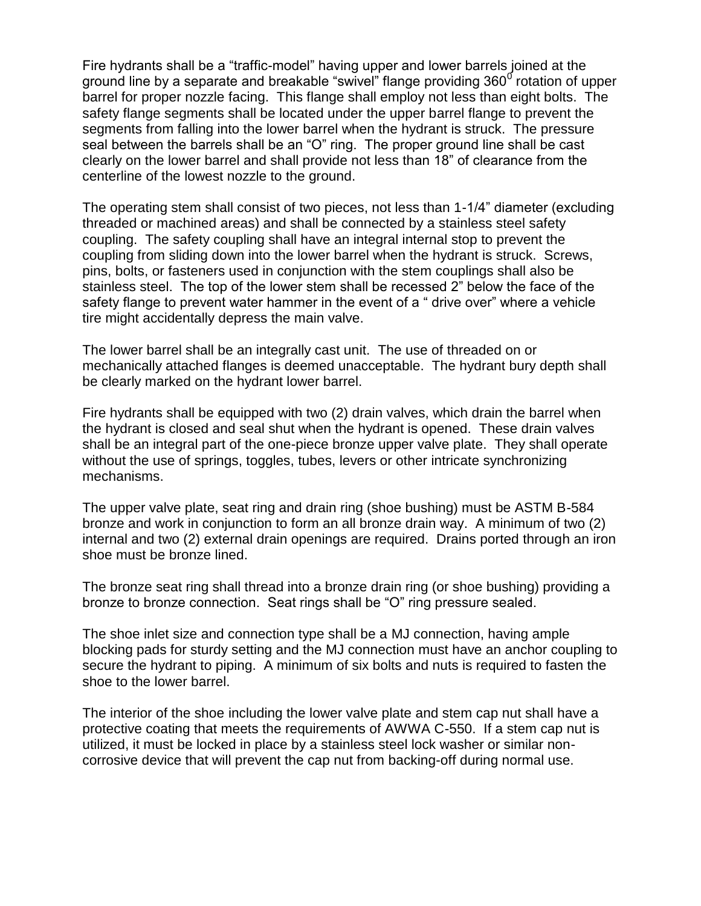Fire hydrants shall be a "traffic-model" having upper and lower barrels joined at the ground line by a separate and breakable "swivel" flange providing $360^{0}$ rotation of upper barrel for proper nozzle facing. This flange shall employ not less than eight bolts. The safety flange segments shall be located under the upper barrel flange to prevent the segments from falling into the lower barrel when the hydrant is struck. The pressure seal between the barrels shall be an "O" ring. The proper ground line shall be cast clearly on the lower barrel and shall provide not less than 18" of clearance from the centerline of the lowest nozzle to the ground.

The operating stem shall consist of two pieces, not less than 1-1/4" diameter (excluding threaded or machined areas) and shall be connected by a stainless steel safety coupling. The safety coupling shall have an integral internal stop to prevent the coupling from sliding down into the lower barrel when the hydrant is struck. Screws, pins, bolts, or fasteners used in conjunction with the stem couplings shall also be stainless steel. The top of the lower stem shall be recessed 2" below the face of the safety flange to prevent water hammer in the event of a " drive over" where a vehicle tire might accidentally depress the main valve.

The lower barrel shall be an integrally cast unit. The use of threaded on or mechanically attached flanges is deemed unacceptable. The hydrant bury depth shall be clearly marked on the hydrant lower barrel.

Fire hydrants shall be equipped with two (2) drain valves, which drain the barrel when the hydrant is closed and seal shut when the hydrant is opened. These drain valves shall be an integral part of the one-piece bronze upper valve plate. They shall operate without the use of springs, toggles, tubes, levers or other intricate synchronizing mechanisms.

The upper valve plate, seat ring and drain ring (shoe bushing) must be ASTM B-584 bronze and work in conjunction to form an all bronze drain way. A minimum of two (2) internal and two (2) external drain openings are required. Drains ported through an iron shoe must be bronze lined.

The bronze seat ring shall thread into a bronze drain ring (or shoe bushing) providing a bronze to bronze connection. Seat rings shall be "O" ring pressure sealed.

The shoe inlet size and connection type shall be a MJ connection, having ample blocking pads for sturdy setting and the MJ connection must have an anchor coupling to secure the hydrant to piping. A minimum of six bolts and nuts is required to fasten the shoe to the lower barrel.

The interior of the shoe including the lower valve plate and stem cap nut shall have a protective coating that meets the requirements of AWWA C-550. If a stem cap nut is utilized, it must be locked in place by a stainless steel lock washer or similar non-corrosive device that will prevent the cap nut from backing-off during normal use.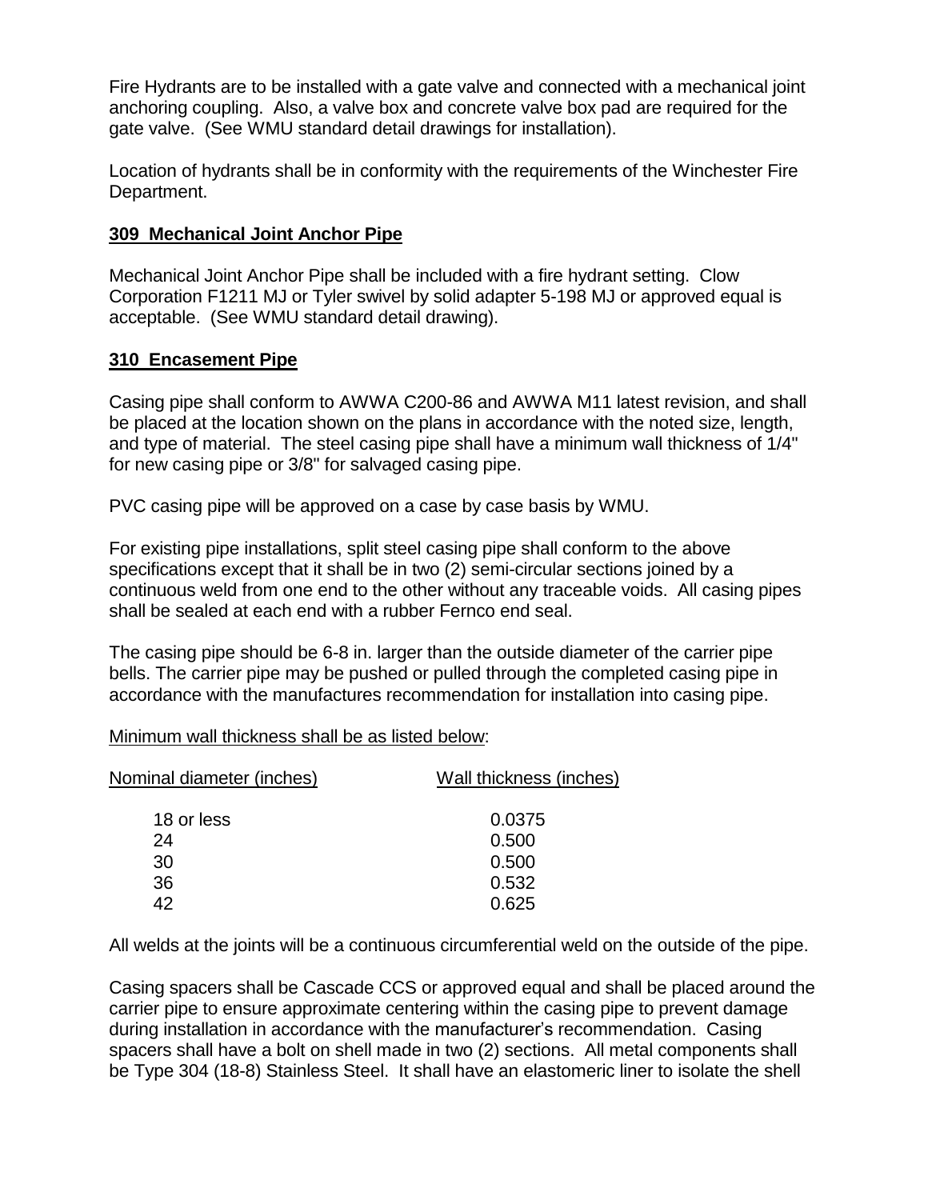Fire Hydrants are to be installed with a gate valve and connected with a mechanical joint anchoring coupling. Also, a valve box and concrete valve box pad are required for the gate valve. (See WMU standard detail drawings for installation).

Location of hydrants shall be in conformity with the requirements of the Winchester Fire Department.

## 309 Mechanical Joint Anchor Pipe

Mechanical Joint Anchor Pipe shall be included with a fire hydrant setting. Clow Corporation F1211 MJ or Tyler swivel by solid adapter 5-198 MJ or approved equal is acceptable. (See WMU standard detail drawing).

## 310 Encasement Pipe

Casing pipe shall conform to AWWA C200-86 and AWWA M11 latest revision, and shall be placed at the location shown on the plans in accordance with the noted size, length, and type of material. The steel casing pipe shall have a minimum wall thickness of 1/4" for new casing pipe or 3/8" for salvaged casing pipe.

PVC casing pipe will be approved on a case by case basis by WMU.

For existing pipe installations, split steel casing pipe shall conform to the above specifications except that it shall be in two (2) semi-circular sections joined by a continuous weld from one end to the other without any traceable voids. All casing pipes shall be sealed at each end with a rubber Fernco end seal.

The casing pipe should be 6-8 in. larger than the outside diameter of the carrier pipe bells. The carrier pipe may be pushed or pulled through the completed casing pipe in accordance with the manufactures recommendation for installation into casing pipe.

Minimum wall thickness shall be as listed below:

| Nominal diameter (inches) | Wall thickness (inches) |
|---|---|
| 18 or less | 0.0375 |
| 24 | 0.500 |
| 30 | 0.500 |
| 36 | 0.532 |
| 42 | 0.625 |

All welds at the joints will be a continuous circumferential weld on the outside of the pipe.

Casing spacers shall be Cascade CCS or approved equal and shall be placed around the carrier pipe to ensure approximate centering within the casing pipe to prevent damage during installation in accordance with the manufacturer's recommendation. Casing spacers shall have a bolt on shell made in two (2) sections. All metal components shall be Type 304 (18-8) Stainless Steel. It shall have an elastomeric liner to isolate the shell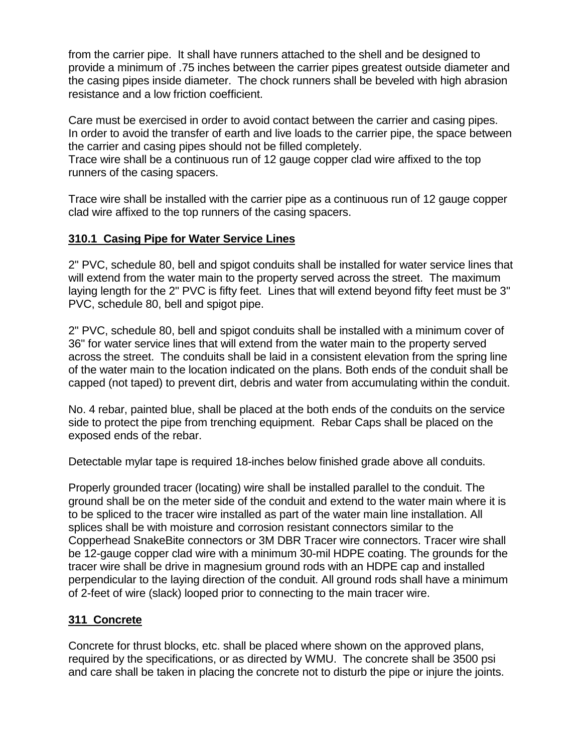from the carrier pipe. It shall have runners attached to the shell and be designed to provide a minimum of .75 inches between the carrier pipes greatest outside diameter and the casing pipes inside diameter. The chock runners shall be beveled with high abrasion resistance and a low friction coefficient.

Care must be exercised in order to avoid contact between the carrier and casing pipes. In order to avoid the transfer of earth and live loads to the carrier pipe, the space between the carrier and casing pipes should not be filled completely.
Trace wire shall be a continuous run of 12 gauge copper clad wire affixed to the top runners of the casing spacers.

Trace wire shall be installed with the carrier pipe as a continuous run of 12 gauge copper clad wire affixed to the top runners of the casing spacers.

## 310.1 Casing Pipe for Water Service Lines

2" PVC, schedule 80, bell and spigot conduits shall be installed for water service lines that will extend from the water main to the property served across the street. The maximum laying length for the 2" PVC is fifty feet. Lines that will extend beyond fifty feet must be 3" PVC, schedule 80, bell and spigot pipe.

2" PVC, schedule 80, bell and spigot conduits shall be installed with a minimum cover of 36" for water service lines that will extend from the water main to the property served across the street. The conduits shall be laid in a consistent elevation from the spring line of the water main to the location indicated on the plans. Both ends of the conduit shall be capped (not taped) to prevent dirt, debris and water from accumulating within the conduit.

No. 4 rebar, painted blue, shall be placed at the both ends of the conduits on the service side to protect the pipe from trenching equipment. Rebar Caps shall be placed on the exposed ends of the rebar.

Detectable mylar tape is required 18-inches below finished grade above all conduits.

Properly grounded tracer (locating) wire shall be installed parallel to the conduit. The ground shall be on the meter side of the conduit and extend to the water main where it is to be spliced to the tracer wire installed as part of the water main line installation. All splices shall be with moisture and corrosion resistant connectors similar to the Copperhead SnakeBite connectors or 3M DBR Tracer wire connectors. Tracer wire shall be 12-gauge copper clad wire with a minimum 30-mil HDPE coating. The grounds for the tracer wire shall be drive in magnesium ground rods with an HDPE cap and installed perpendicular to the laying direction of the conduit. All ground rods shall have a minimum of 2-feet of wire (slack) looped prior to connecting to the main tracer wire.

## 311 Concrete

Concrete for thrust blocks, etc. shall be placed where shown on the approved plans, required by the specifications, or as directed by WMU. The concrete shall be 3500 psi and care shall be taken in placing the concrete not to disturb the pipe or injure the joints.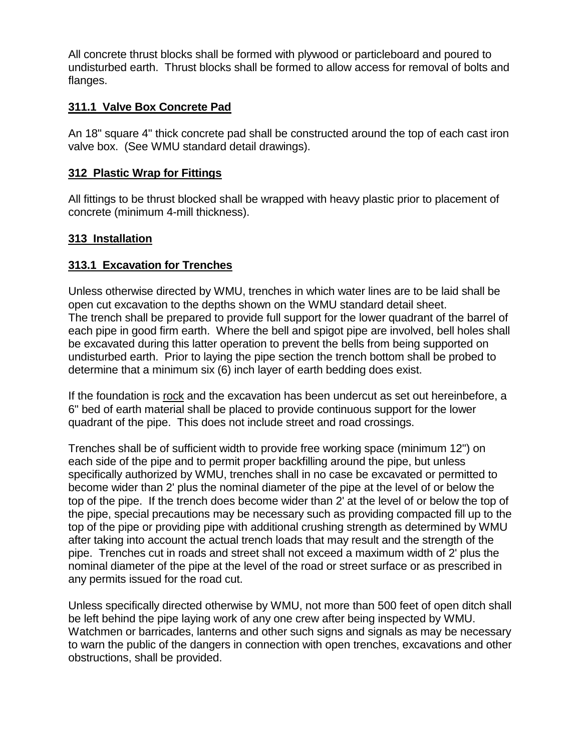All concrete thrust blocks shall be formed with plywood or particleboard and poured to undisturbed earth. Thrust blocks shall be formed to allow access for removal of bolts and flanges.

## 311.1 Valve Box Concrete Pad

An 18" square 4" thick concrete pad shall be constructed around the top of each cast iron valve box. (See WMU standard detail drawings).

## 312 Plastic Wrap for Fittings

All fittings to be thrust blocked shall be wrapped with heavy plastic prior to placement of concrete (minimum 4-mill thickness).

## 313 Installation

## 313.1 Excavation for Trenches

Unless otherwise directed by WMU, trenches in which water lines are to be laid shall be open cut excavation to the depths shown on the WMU standard detail sheet.
The trench shall be prepared to provide full support for the lower quadrant of the barrel of each pipe in good firm earth. Where the bell and spigot pipe are involved, bell holes shall be excavated during this latter operation to prevent the bells from being supported on undisturbed earth. Prior to laying the pipe section the trench bottom shall be probed to determine that a minimum six (6) inch layer of earth bedding does exist.

If the foundation is rock and the excavation has been undercut as set out hereinbefore, a 6" bed of earth material shall be placed to provide continuous support for the lower quadrant of the pipe. This does not include street and road crossings.

Trenches shall be of sufficient width to provide free working space (minimum 12") on each side of the pipe and to permit proper backfilling around the pipe, but unless specifically authorized by WMU, trenches shall in no case be excavated or permitted to become wider than 2' plus the nominal diameter of the pipe at the level of or below the top of the pipe. If the trench does become wider than 2' at the level of or below the top of the pipe, special precautions may be necessary such as providing compacted fill up to the top of the pipe or providing pipe with additional crushing strength as determined by WMU after taking into account the actual trench loads that may result and the strength of the pipe. Trenches cut in roads and street shall not exceed a maximum width of 2' plus the nominal diameter of the pipe at the level of the road or street surface or as prescribed in any permits issued for the road cut.

Unless specifically directed otherwise by WMU, not more than 500 feet of open ditch shall be left behind the pipe laying work of any one crew after being inspected by WMU. Watchmen or barricades, lanterns and other such signs and signals as may be necessary to warn the public of the dangers in connection with open trenches, excavations and other obstructions, shall be provided.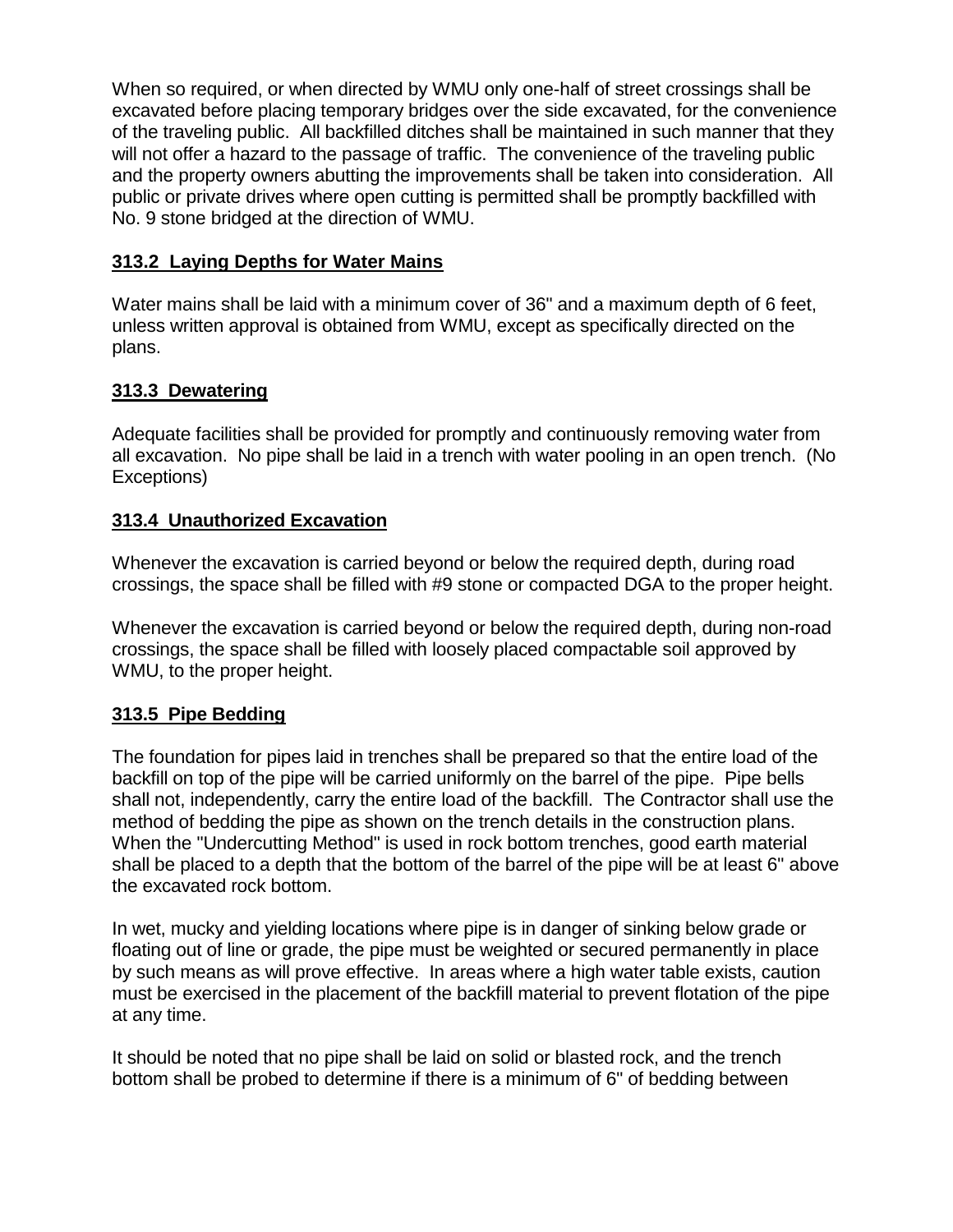When so required, or when directed by WMU only one-half of street crossings shall be excavated before placing temporary bridges over the side excavated, for the convenience of the traveling public. All backfilled ditches shall be maintained in such manner that they will not offer a hazard to the passage of traffic. The convenience of the traveling public and the property owners abutting the improvements shall be taken into consideration. All public or private drives where open cutting is permitted shall be promptly backfilled with No. 9 stone bridged at the direction of WMU.

### **313.2 Laying Depths for Water Mains**

Water mains shall be laid with a minimum cover of 36" and a maximum depth of 6 feet, unless written approval is obtained from WMU, except as specifically directed on the plans.

### **313.3 Dewatering**

Adequate facilities shall be provided for promptly and continuously removing water from all excavation. No pipe shall be laid in a trench with water pooling in an open trench. (No Exceptions)

### **313.4 Unauthorized Excavation**

Whenever the excavation is carried beyond or below the required depth, during road crossings, the space shall be filled with #9 stone or compacted DGA to the proper height.

Whenever the excavation is carried beyond or below the required depth, during non-road crossings, the space shall be filled with loosely placed compactable soil approved by WMU, to the proper height.

### **313.5 Pipe Bedding**

The foundation for pipes laid in trenches shall be prepared so that the entire load of the backfill on top of the pipe will be carried uniformly on the barrel of the pipe. Pipe bells shall not, independently, carry the entire load of the backfill. The Contractor shall use the method of bedding the pipe as shown on the trench details in the construction plans. When the "Undercutting Method" is used in rock bottom trenches, good earth material shall be placed to a depth that the bottom of the barrel of the pipe will be at least 6" above the excavated rock bottom.

In wet, mucky and yielding locations where pipe is in danger of sinking below grade or floating out of line or grade, the pipe must be weighted or secured permanently in place by such means as will prove effective. In areas where a high water table exists, caution must be exercised in the placement of the backfill material to prevent flotation of the pipe at any time.

It should be noted that no pipe shall be laid on solid or blasted rock, and the trench bottom shall be probed to determine if there is a minimum of 6" of bedding between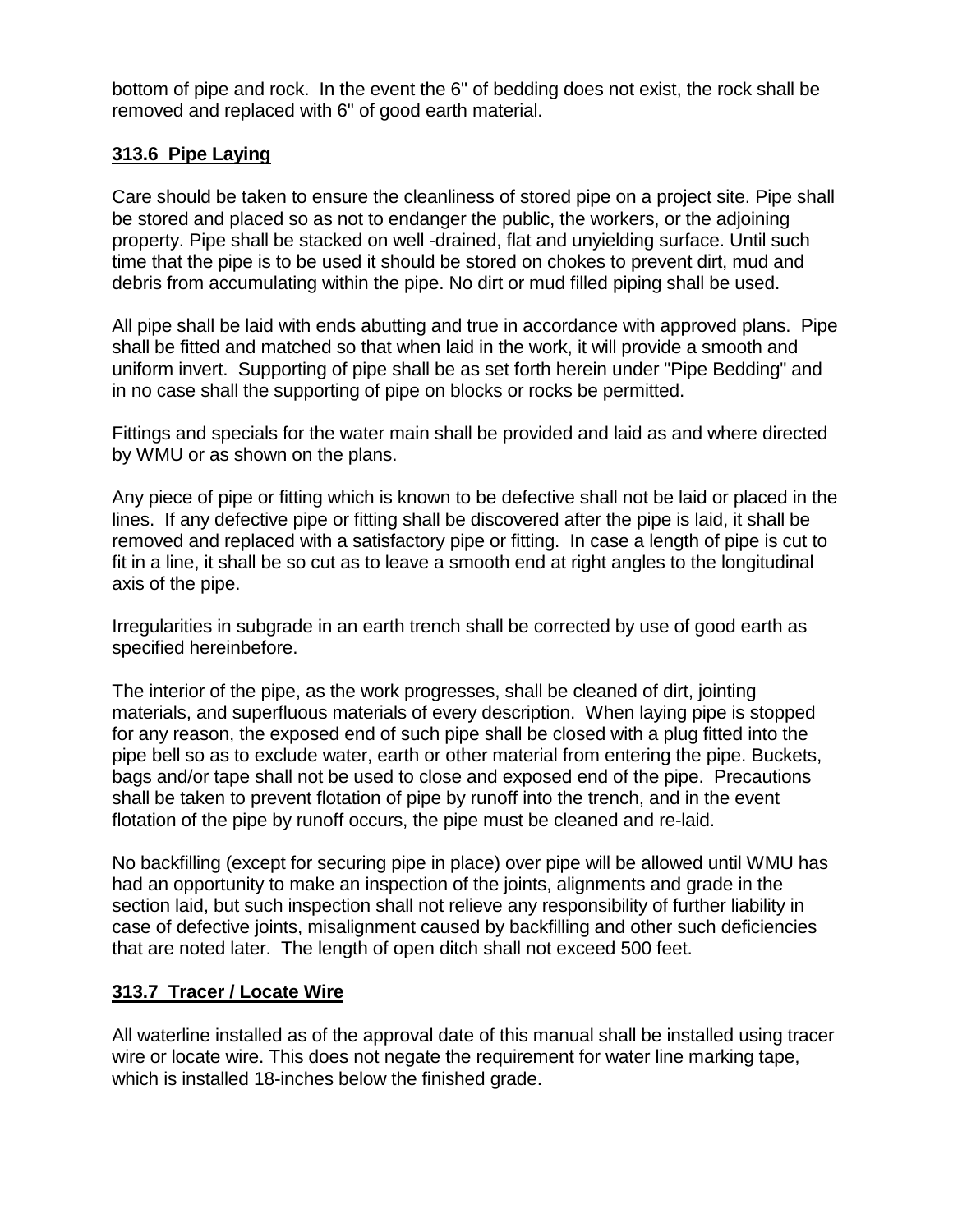bottom of pipe and rock. In the event the 6" of bedding does not exist, the rock shall be removed and replaced with 6" of good earth material.

## 313.6 Pipe Laying

Care should be taken to ensure the cleanliness of stored pipe on a project site. Pipe shall be stored and placed so as not to endanger the public, the workers, or the adjoining property. Pipe shall be stacked on well -drained, flat and unyielding surface. Until such time that the pipe is to be used it should be stored on chokes to prevent dirt, mud and debris from accumulating within the pipe. No dirt or mud filled piping shall be used.

All pipe shall be laid with ends abutting and true in accordance with approved plans. Pipe shall be fitted and matched so that when laid in the work, it will provide a smooth and uniform invert. Supporting of pipe shall be as set forth herein under "Pipe Bedding" and in no case shall the supporting of pipe on blocks or rocks be permitted.

Fittings and specials for the water main shall be provided and laid as and where directed by WMU or as shown on the plans.

Any piece of pipe or fitting which is known to be defective shall not be laid or placed in the lines. If any defective pipe or fitting shall be discovered after the pipe is laid, it shall be removed and replaced with a satisfactory pipe or fitting. In case a length of pipe is cut to fit in a line, it shall be so cut as to leave a smooth end at right angles to the longitudinal axis of the pipe.

Irregularities in subgrade in an earth trench shall be corrected by use of good earth as specified hereinbefore.

The interior of the pipe, as the work progresses, shall be cleaned of dirt, jointing materials, and superfluous materials of every description. When laying pipe is stopped for any reason, the exposed end of such pipe shall be closed with a plug fitted into the pipe bell so as to exclude water, earth or other material from entering the pipe. Buckets, bags and/or tape shall not be used to close and exposed end of the pipe. Precautions shall be taken to prevent flotation of pipe by runoff into the trench, and in the event flotation of the pipe by runoff occurs, the pipe must be cleaned and re-laid.

No backfilling (except for securing pipe in place) over pipe will be allowed until WMU has had an opportunity to make an inspection of the joints, alignments and grade in the section laid, but such inspection shall not relieve any responsibility of further liability in case of defective joints, misalignment caused by backfilling and other such deficiencies that are noted later. The length of open ditch shall not exceed 500 feet.

## 313.7 Tracer / Locate Wire

All waterline installed as of the approval date of this manual shall be installed using tracer wire or locate wire. This does not negate the requirement for water line marking tape, which is installed 18-inches below the finished grade.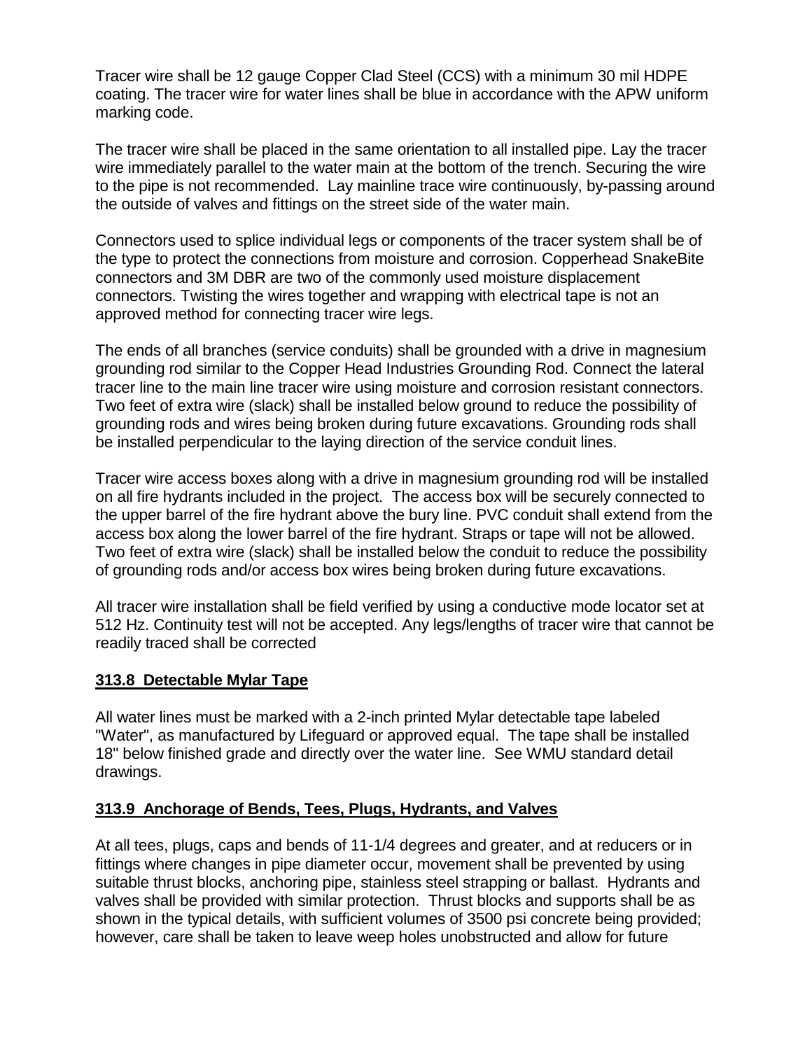Tracer wire shall be 12 gauge Copper Clad Steel (CCS) with a minimum 30 mil HDPE coating. The tracer wire for water lines shall be blue in accordance with the APW uniform marking code.

The tracer wire shall be placed in the same orientation to all installed pipe. Lay the tracer wire immediately parallel to the water main at the bottom of the trench. Securing the wire to the pipe is not recommended. Lay mainline trace wire continuously, by-passing around the outside of valves and fittings on the street side of the water main.

Connectors used to splice individual legs or components of the tracer system shall be of the type to protect the connections from moisture and corrosion. Copperhead SnakeBite connectors and 3M DBR are two of the commonly used moisture displacement connectors. Twisting the wires together and wrapping with electrical tape is not an approved method for connecting tracer wire legs.

The ends of all branches (service conduits) shall be grounded with a drive in magnesium grounding rod similar to the Copper Head Industries Grounding Rod. Connect the lateral tracer line to the main line tracer wire using moisture and corrosion resistant connectors. Two feet of extra wire (slack) shall be installed below ground to reduce the possibility of grounding rods and wires being broken during future excavations. Grounding rods shall be installed perpendicular to the laying direction of the service conduit lines.

Tracer wire access boxes along with a drive in magnesium grounding rod will be installed on all fire hydrants included in the project. The access box will be securely connected to the upper barrel of the fire hydrant above the bury line. PVC conduit shall extend from the access box along the lower barrel of the fire hydrant. Straps or tape will not be allowed. Two feet of extra wire (slack) shall be installed below the conduit to reduce the possibility of grounding rods and/or access box wires being broken during future excavations.

All tracer wire installation shall be field verified by using a conductive mode locator set at 512 Hz. Continuity test will not be accepted. Any legs/lengths of tracer wire that cannot be readily traced shall be corrected

### 313.8 Detectable Mylar Tape

All water lines must be marked with a 2-inch printed Mylar detectable tape labeled "Water", as manufactured by Lifeguard or approved equal. The tape shall be installed 18" below finished grade and directly over the water line. See WMU standard detail drawings.

### 313.9 Anchorage of Bends, Tees, Plugs, Hydrants, and Valves

At all tees, plugs, caps and bends of 11-1/4 degrees and greater, and at reducers or in fittings where changes in pipe diameter occur, movement shall be prevented by using suitable thrust blocks, anchoring pipe, stainless steel strapping or ballast. Hydrants and valves shall be provided with similar protection. Thrust blocks and supports shall be as shown in the typical details, with sufficient volumes of 3500 psi concrete being provided; however, care shall be taken to leave weep holes unobstructed and allow for future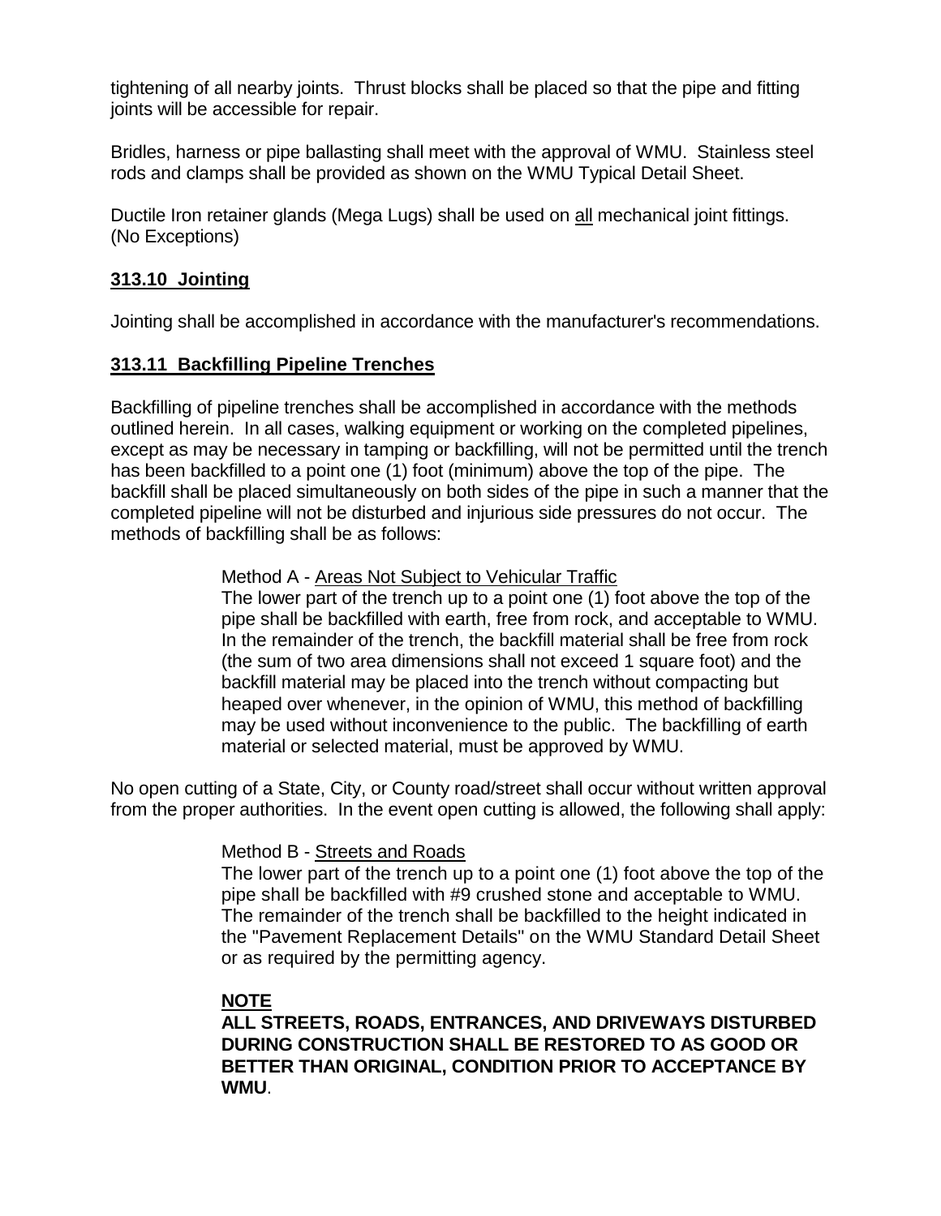tightening of all nearby joints. Thrust blocks shall be placed so that the pipe and fitting joints will be accessible for repair.

Bridles, harness or pipe ballasting shall meet with the approval of WMU. Stainless steel rods and clamps shall be provided as shown on the WMU Typical Detail Sheet.

Ductile Iron retainer glands (Mega Lugs) shall be used on <u>all</u> mechanical joint fittings. (No Exceptions)

## 313.10 Jointing

Jointing shall be accomplished in accordance with the manufacturer's recommendations.

## 313.11 Backfilling Pipeline Trenches

Backfilling of pipeline trenches shall be accomplished in accordance with the methods outlined herein. In all cases, walking equipment or working on the completed pipelines, except as may be necessary in tamping or backfilling, will not be permitted until the trench has been backfilled to a point one (1) foot (minimum) above the top of the pipe. The backfill shall be placed simultaneously on both sides of the pipe in such a manner that the completed pipeline will not be disturbed and injurious side pressures do not occur. The methods of backfilling shall be as follows:

> Method A - <u>Areas Not Subject to Vehicular Traffic</u>
> The lower part of the trench up to a point one (1) foot above the top of the pipe shall be backfilled with earth, free from rock, and acceptable to WMU. In the remainder of the trench, the backfill material shall be free from rock (the sum of two area dimensions shall not exceed 1 square foot) and the backfill material may be placed into the trench without compacting but heaped over whenever, in the opinion of WMU, this method of backfilling may be used without inconvenience to the public. The backfilling of earth material or selected material, must be approved by WMU.

No open cutting of a State, City, or County road/street shall occur without written approval from the proper authorities. In the event open cutting is allowed, the following shall apply:

> Method B - <u>Streets and Roads</u>
> The lower part of the trench up to a point one (1) foot above the top of the pipe shall be backfilled with #9 crushed stone and acceptable to WMU. The remainder of the trench shall be backfilled to the height indicated in the "Pavement Replacement Details" on the WMU Standard Detail Sheet or as required by the permitting agency.
>
> **<u>NOTE</u>**
> **ALL STREETS, ROADS, ENTRANCES, AND DRIVEWAYS DISTURBED DURING CONSTRUCTION SHALL BE RESTORED TO AS GOOD OR BETTER THAN ORIGINAL, CONDITION PRIOR TO ACCEPTANCE BY WMU**.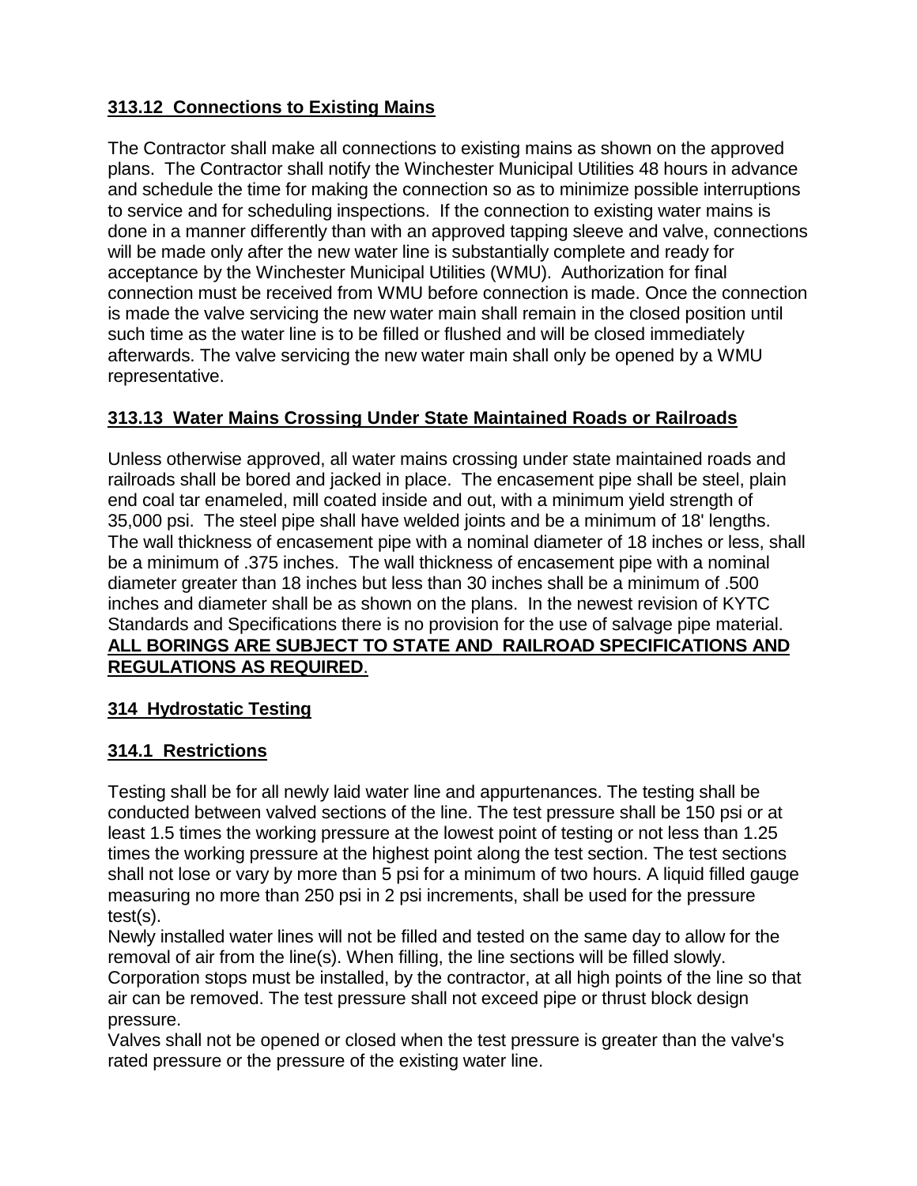## 313.12 Connections to Existing Mains

The Contractor shall make all connections to existing mains as shown on the approved plans. The Contractor shall notify the Winchester Municipal Utilities 48 hours in advance and schedule the time for making the connection so as to minimize possible interruptions to service and for scheduling inspections. If the connection to existing water mains is done in a manner differently than with an approved tapping sleeve and valve, connections will be made only after the new water line is substantially complete and ready for acceptance by the Winchester Municipal Utilities (WMU). Authorization for final connection must be received from WMU before connection is made. Once the connection is made the valve servicing the new water main shall remain in the closed position until such time as the water line is to be filled or flushed and will be closed immediately afterwards. The valve servicing the new water main shall only be opened by a WMU representative.

## 313.13 Water Mains Crossing Under State Maintained Roads or Railroads

Unless otherwise approved, all water mains crossing under state maintained roads and railroads shall be bored and jacked in place. The encasement pipe shall be steel, plain end coal tar enameled, mill coated inside and out, with a minimum yield strength of 35,000 psi. The steel pipe shall have welded joints and be a minimum of 18' lengths. The wall thickness of encasement pipe with a nominal diameter of 18 inches or less, shall be a minimum of .375 inches. The wall thickness of encasement pipe with a nominal diameter greater than 18 inches but less than 30 inches shall be a minimum of .500 inches and diameter shall be as shown on the plans. In the newest revision of KYTC Standards and Specifications there is no provision for the use of salvage pipe material. **ALL BORINGS ARE SUBJECT TO STATE AND RAILROAD SPECIFICATIONS AND REGULATIONS AS REQUIRED**.

## 314 Hydrostatic Testing

## 314.1 Restrictions

Testing shall be for all newly laid water line and appurtenances. The testing shall be conducted between valved sections of the line. The test pressure shall be 150 psi or at least 1.5 times the working pressure at the lowest point of testing or not less than 1.25 times the working pressure at the highest point along the test section. The test sections shall not lose or vary by more than 5 psi for a minimum of two hours. A liquid filled gauge measuring no more than 250 psi in 2 psi increments, shall be used for the pressure test(s).

Newly installed water lines will not be filled and tested on the same day to allow for the removal of air from the line(s). When filling, the line sections will be filled slowly. Corporation stops must be installed, by the contractor, at all high points of the line so that air can be removed. The test pressure shall not exceed pipe or thrust block design pressure.

Valves shall not be opened or closed when the test pressure is greater than the valve's rated pressure or the pressure of the existing water line.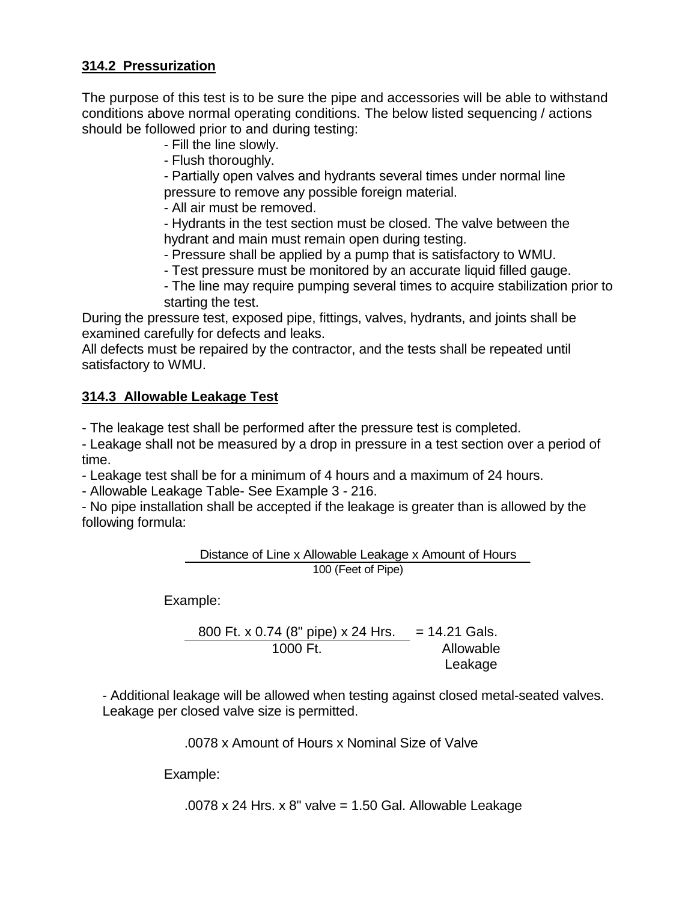## 314.2 Pressurization

The purpose of this test is to be sure the pipe and accessories will be able to withstand conditions above normal operating conditions. The below listed sequencing / actions should be followed prior to and during testing:

- Fill the line slowly.
- Flush thoroughly.
- Partially open valves and hydrants several times under normal line pressure to remove any possible foreign material.
- All air must be removed.
- Hydrants in the test section must be closed. The valve between the hydrant and main must remain open during testing.
- Pressure shall be applied by a pump that is satisfactory to WMU.
- Test pressure must be monitored by an accurate liquid filled gauge.
- The line may require pumping several times to acquire stabilization prior to starting the test.

During the pressure test, exposed pipe, fittings, valves, hydrants, and joints shall be examined carefully for defects and leaks.

All defects must be repaired by the contractor, and the tests shall be repeated until satisfactory to WMU.

## 314.3 Allowable Leakage Test

- The leakage test shall be performed after the pressure test is completed.
- Leakage shall not be measured by a drop in pressure in a test section over a period of time.
- Leakage test shall be for a minimum of 4 hours and a maximum of 24 hours.
- Allowable Leakage Table- See Example 3 - 216.
- No pipe installation shall be accepted if the leakage is greater than is allowed by the following formula:

$$\frac{\text{Distance of Line} \times \text{Allowable Leakage} \times \text{Amount of Hours}}{100 \text{ (Feet of Pipe)}}$$

Example:

$$\frac{800 \text{ Ft.} \times 0.74 \text{ (8" pipe)} \times 24 \text{ Hrs.}}{1000 \text{ Ft.}} = 14.21 \text{ Gals. Allowable Leakage}$$

- Additional leakage will be allowed when testing against closed metal-seated valves. Leakage per closed valve size is permitted.

.0078 x Amount of Hours x Nominal Size of Valve

Example:

.0078 x 24 Hrs. x 8" valve = 1.50 Gal. Allowable Leakage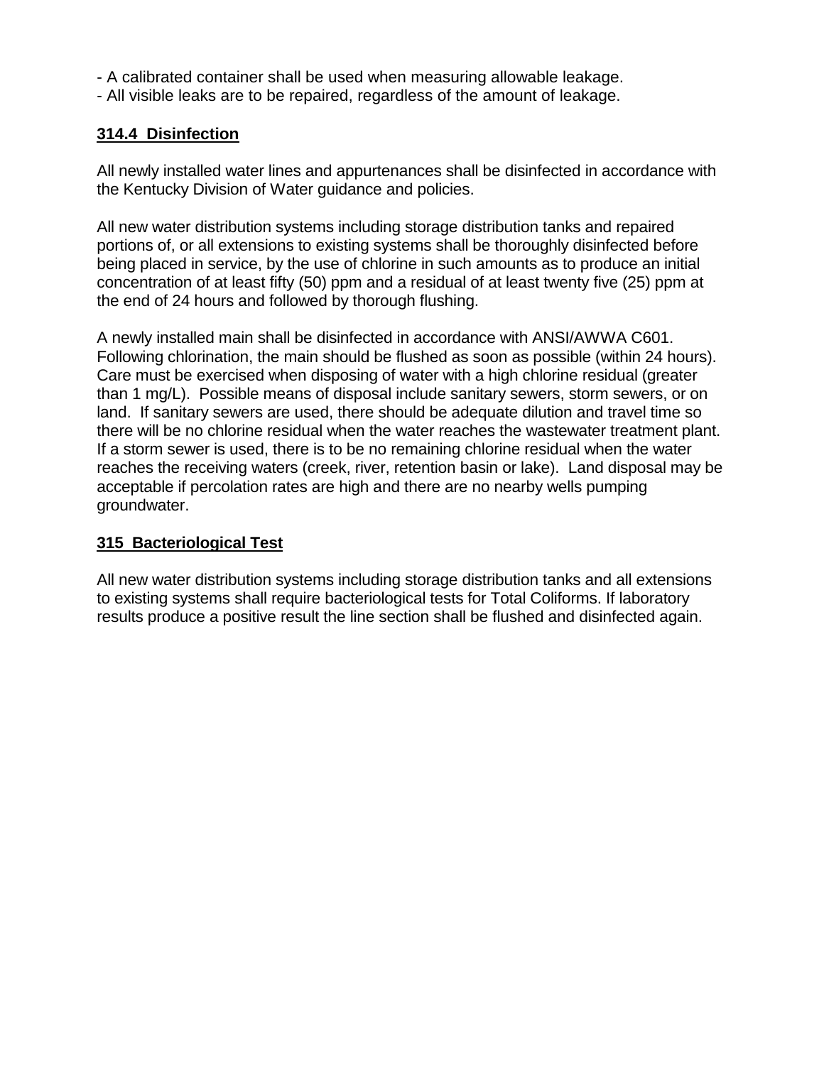- A calibrated container shall be used when measuring allowable leakage.
- All visible leaks are to be repaired, regardless of the amount of leakage.

## **314.4 Disinfection**

All newly installed water lines and appurtenances shall be disinfected in accordance with the Kentucky Division of Water guidance and policies.

All new water distribution systems including storage distribution tanks and repaired portions of, or all extensions to existing systems shall be thoroughly disinfected before being placed in service, by the use of chlorine in such amounts as to produce an initial concentration of at least fifty (50) ppm and a residual of at least twenty five (25) ppm at the end of 24 hours and followed by thorough flushing.

A newly installed main shall be disinfected in accordance with ANSI/AWWA C601. Following chlorination, the main should be flushed as soon as possible (within 24 hours). Care must be exercised when disposing of water with a high chlorine residual (greater than 1 mg/L). Possible means of disposal include sanitary sewers, storm sewers, or on land. If sanitary sewers are used, there should be adequate dilution and travel time so there will be no chlorine residual when the water reaches the wastewater treatment plant. If a storm sewer is used, there is to be no remaining chlorine residual when the water reaches the receiving waters (creek, river, retention basin or lake). Land disposal may be acceptable if percolation rates are high and there are no nearby wells pumping groundwater.

## **315 Bacteriological Test**

All new water distribution systems including storage distribution tanks and all extensions to existing systems shall require bacteriological tests for Total Coliforms. If laboratory results produce a positive result the line section shall be flushed and disinfected again.